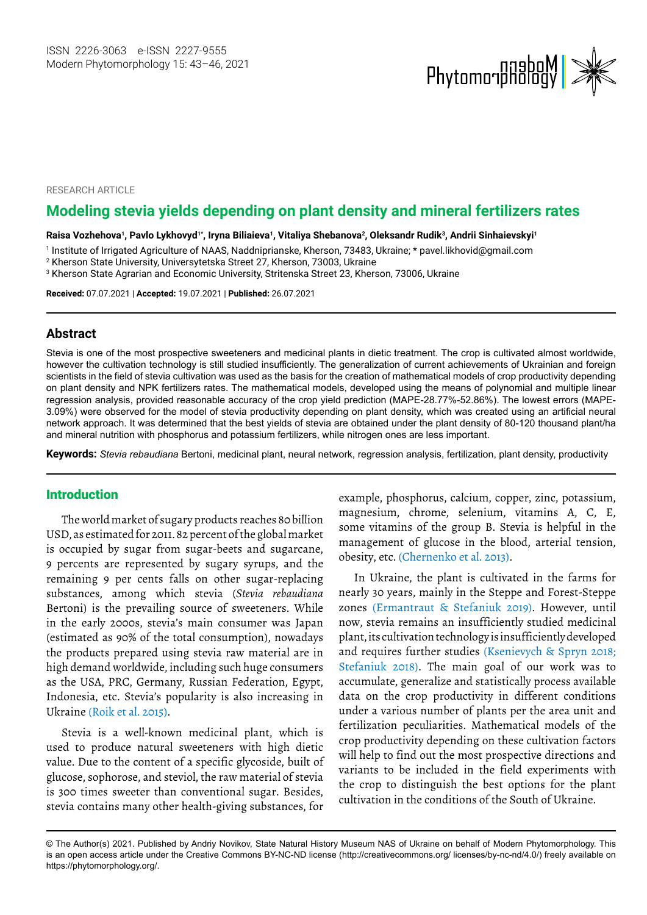RESEARCH ARTICLE

# Modeling stevia yields depending on plant density and mineral fertilizers rates

**Raisa Vozhehova[1], Pavlo Lykhovyd[1*], Iryna Biliaieva[1], Vitaliya Shebanova[2], Oleksandr Rudik[3], Andrii Sinhaievskyi[1]**

[1] Institute of Irrigated Agriculture of NAAS, Naddniprianske, Kherson, 73483, Ukraine; * pavel.likhovid@gmail.com

[2] Kherson State University, Universytetska Street 27, Kherson, 73003, Ukraine

[3] Kherson State Agrarian and Economic University, Stritenska Street 23, Kherson, 73006, Ukraine

**Received:** 07.07.2021 | **Accepted:** 19.07.2021 | **Published:** 26.07.2021

## Abstract

Stevia is one of the most prospective sweeteners and medicinal plants in dietic treatment. The crop is cultivated almost worldwide, however the cultivation technology is still studied insufficiently. The generalization of current achievements of Ukrainian and foreign scientists in the field of stevia cultivation was used as the basis for the creation of mathematical models of crop productivity depending on plant density and NPK fertilizers rates. The mathematical models, developed using the means of polynomial and multiple linear regression analysis, provided reasonable accuracy of the crop yield prediction (MAPE-28.77%-52.86%). The lowest errors (MAPE-3.09%) were observed for the model of stevia productivity depending on plant density, which was created using an artificial neural network approach. It was determined that the best yields of stevia are obtained under the plant density of 80-120 thousand plant/ha and mineral nutrition with phosphorus and potassium fertilizers, while nitrogen ones are less important.

**Keywords:** *Stevia rebaudiana* Bertoni, medicinal plant, neural network, regression analysis, fertilization, plant density, productivity

## Introduction

The world market of sugary products reaches 80 billion USD, as estimated for 2011. 82 percent of the global market is occupied by sugar from sugar-beets and sugarcane, 9 percents are represented by sugary syrups, and the remaining 9 per cents falls on other sugar-replacing substances, among which stevia (*Stevia rebaudiana* Bertoni) is the prevailing source of sweeteners. While in the early 2000s, stevia's main consumer was Japan (estimated as 90% of the total consumption), nowadays the products prepared using stevia raw material are in high demand worldwide, including such huge consumers as the USA, PRC, Germany, Russian Federation, Egypt, Indonesia, etc. Stevia's popularity is also increasing in Ukraine (Roik et al. 2015).

Stevia is a well-known medicinal plant, which is used to produce natural sweeteners with high dietic value. Due to the content of a specific glycoside, built of glucose, sophorose, and steviol, the raw material of stevia is 300 times sweeter than conventional sugar. Besides, stevia contains many other health-giving substances, for example, phosphorus, calcium, copper, zinc, potassium, magnesium, chrome, selenium, vitamins A, C, E, some vitamins of the group B. Stevia is helpful in the management of glucose in the blood, arterial tension, obesity, etc. (Chernenko et al. 2013).

In Ukraine, the plant is cultivated in the farms for nearly 30 years, mainly in the Steppe and Forest-Steppe zones (Ermantraut & Stefaniuk 2019). However, until now, stevia remains an insufficiently studied medicinal plant, its cultivation technology is insufficiently developed and requires further studies (Ksenievych & Spryn 2018; Stefaniuk 2018). The main goal of our work was to accumulate, generalize and statistically process available data on the crop productivity in different conditions under a various number of plants per the area unit and fertilization peculiarities. Mathematical models of the crop productivity depending on these cultivation factors will help to find out the most prospective directions and variants to be included in the field experiments with the crop to distinguish the best options for the plant cultivation in the conditions of the South of Ukraine.

© The Author(s) 2021. Published by Andriy Novikov, State Natural History Museum NAS of Ukraine on behalf of Modern Phytomorphology. This is an open access article under the Creative Commons BY-NC-ND license (http://creativecommons.org/ licenses/by-nc-nd/4.0/) freely available on https://phytomorphology.org/.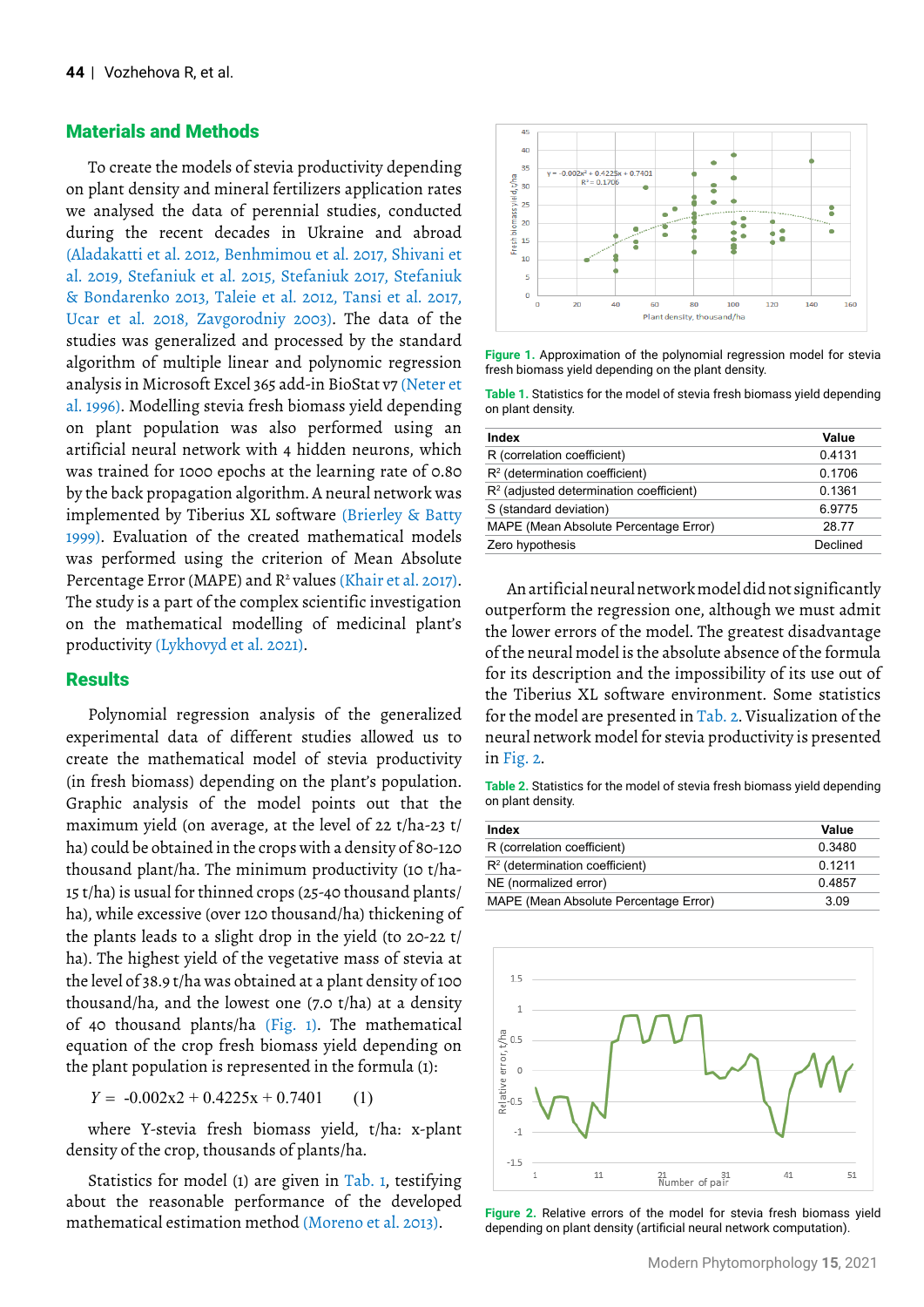## Materials and Methods

To create the models of stevia productivity depending on plant density and mineral fertilizers application rates we analysed the data of perennial studies, conducted during the recent decades in Ukraine and abroad (Aladakatti et al. 2012, Benhmimou et al. 2017, Shivani et al. 2019, Stefaniuk et al. 2015, Stefaniuk 2017, Stefaniuk & Bondarenko 2013, Taleie et al. 2012, Tansi et al. 2017, Ucar et al. 2018, Zavgorodniy 2003). The data of the studies was generalized and processed by the standard algorithm of multiple linear and polynomic regression analysis in Microsoft Excel 365 add-in BioStat v7 (Neter et al. 1996). Modelling stevia fresh biomass yield depending on plant population was also performed using an artificial neural network with 4 hidden neurons, which was trained for 1000 epochs at the learning rate of 0.80 by the back propagation algorithm. A neural network was implemented by Tiberius XL software (Brierley & Batty 1999). Evaluation of the created mathematical models was performed using the criterion of Mean Absolute Percentage Error (MAPE) and $R^2$ values (Khair et al. 2017). The study is a part of the complex scientific investigation on the mathematical modelling of medicinal plant's productivity (Lykhovyd et al. 2021).

## Results

Polynomial regression analysis of the generalized experimental data of different studies allowed us to create the mathematical model of stevia productivity (in fresh biomass) depending on the plant's population. Graphic analysis of the model points out that the maximum yield (on average, at the level of 22 t/ha-23 t/ha) could be obtained in the crops with a density of 80-120 thousand plant/ha. The minimum productivity (10 t/ha-15 t/ha) is usual for thinned crops (25-40 thousand plants/ha), while excessive (over 120 thousand/ha) thickening of the plants leads to a slight drop in the yield (to 20-22 t/ha). The highest yield of the vegetative mass of stevia at the level of 38.9 t/ha was obtained at a plant density of 100 thousand/ha, and the lowest one (7.0 t/ha) at a density of 40 thousand plants/ha (Fig. 1). The mathematical equation of the crop fresh biomass yield depending on the plant population is represented in the formula (1):

$$Y = -0.002x2 + 0.4225x + 0.7401 \qquad (1)$$

where Y-stevia fresh biomass yield, t/ha: x-plant density of the crop, thousands of plants/ha.

Statistics for model (1) are given in Tab. 1, testifying about the reasonable performance of the developed mathematical estimation method (Moreno et al. 2013).

**Figure 1.** Approximation of the polynomial regression model for stevia fresh biomass yield depending on the plant density.

**Table 1.** Statistics for the model of stevia fresh biomass yield depending on plant density.

| Index | Value |
|---|---|
| R (correlation coefficient) | 0.4131 |
| $R^2$ (determination coefficient) | 0.1706 |
| $R^2$ (adjusted determination coefficient) | 0.1361 |
| S (standard deviation) | 6.9775 |
| MAPE (Mean Absolute Percentage Error) | 28.77 |
| Zero hypothesis | Declined |

An artificial neural network model did not significantly outperform the regression one, although we must admit the lower errors of the model. The greatest disadvantage of the neural model is the absolute absence of the formula for its description and the impossibility of its use out of the Tiberius XL software environment. Some statistics for the model are presented in Tab. 2. Visualization of the neural network model for stevia productivity is presented in Fig. 2.

**Table 2.** Statistics for the model of stevia fresh biomass yield depending on plant density.

| Index | Value |
|---|---|
| R (correlation coefficient) | 0.3480 |
| $R^2$ (determination coefficient) | 0.1211 |
| NE (normalized error) | 0.4857 |
| MAPE (Mean Absolute Percentage Error) | 3.09 |

**Figure 2.** Relative errors of the model for stevia fresh biomass yield depending on plant density (artificial neural network computation).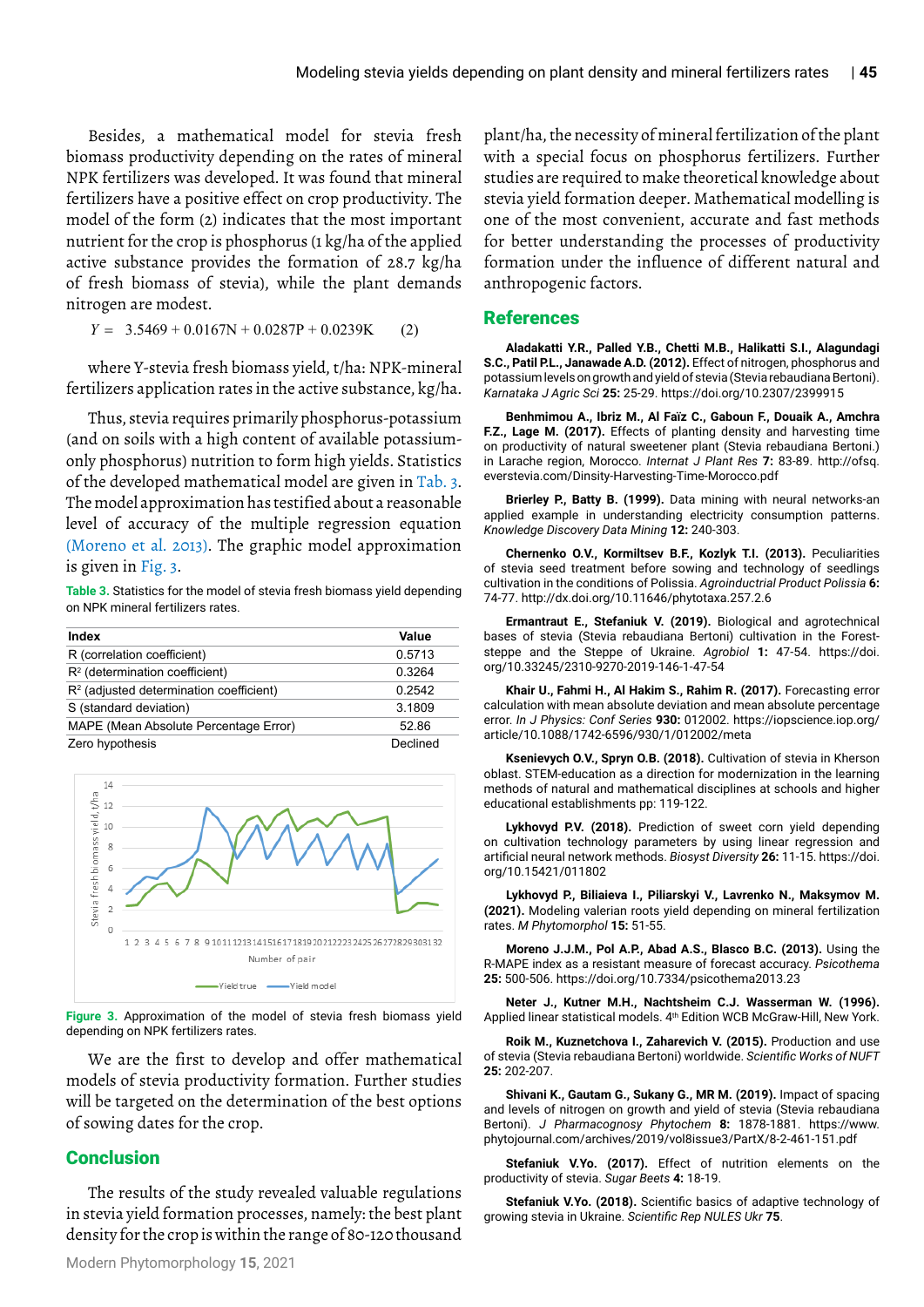Besides, a mathematical model for stevia fresh biomass productivity depending on the rates of mineral NPK fertilizers was developed. It was found that mineral fertilizers have a positive effect on crop productivity. The model of the form (2) indicates that the most important nutrient for the crop is phosphorus (1 kg/ha of the applied active substance provides the formation of 28.7 kg/ha of fresh biomass of stevia), while the plant demands nitrogen are modest.

$$Y = 3.5469 + 0.0167N + 0.0287P + 0.0239K \qquad (2)$$

where Y-stevia fresh biomass yield, t/ha: NPK-mineral fertilizers application rates in the active substance, kg/ha.

Thus, stevia requires primarily phosphorus-potassium (and on soils with a high content of available potassium-only phosphorus) nutrition to form high yields. Statistics of the developed mathematical model are given in Tab. 3. The model approximation has testified about a reasonable level of accuracy of the multiple regression equation (Moreno et al. 2013). The graphic model approximation is given in Fig. 3.

**Table 3.** Statistics for the model of stevia fresh biomass yield depending on NPK mineral fertilizers rates.

| Index | Value |
|---|---|
| R (correlation coefficient) | 0.5713 |
| $R^2$ (determination coefficient) | 0.3264 |
| $R^2$ (adjusted determination coefficient) | 0.2542 |
| S (standard deviation) | 3.1809 |
| MAPE (Mean Absolute Percentage Error) | 52.86 |
| Zero hypothesis | Declined |

**Figure 3.** Approximation of the model of stevia fresh biomass yield depending on NPK fertilizers rates.

We are the first to develop and offer mathematical models of stevia productivity formation. Further studies will be targeted on the determination of the best options of sowing dates for the crop.

## Conclusion

The results of the study revealed valuable regulations in stevia yield formation processes, namely: the best plant density for the crop is within the range of 80-120 thousand plant/ha, the necessity of mineral fertilization of the plant with a special focus on phosphorus fertilizers. Further studies are required to make theoretical knowledge about stevia yield formation deeper. Mathematical modelling is one of the most convenient, accurate and fast methods for better understanding the processes of productivity formation under the influence of different natural and anthropogenic factors.

## References

**Aladakatti Y.R., Palled Y.B., Chetti M.B., Halikatti S.I., Alagundagi S.C., Patil P.L., Janawade A.D. (2012).** Effect of nitrogen, phosphorus and potassium levels on growth and yield of stevia (Stevia rebaudiana Bertoni). *Karnataka J Agric Sci* **25:** 25-29. https://doi.org/10.2307/2399915

**Benhmimou A., Ibriz M., Al Faïz C., Gaboun F., Douaik A., Amchra F.Z., Lage M. (2017).** Effects of planting density and harvesting time on productivity of natural sweetener plant (Stevia rebaudiana Bertoni.) in Larache region, Morocco. *Internat J Plant Res* **7:** 83-89. http://ofsq.everstevia.com/Dinsity-Harvesting-Time-Morocco.pdf

**Brierley P., Batty B. (1999).** Data mining with neural networks-an applied example in understanding electricity consumption patterns. *Knowledge Discovery Data Mining* **12:** 240-303.

**Chernenko O.V., Kormiltsev B.F., Kozlyk T.I. (2013).** Peculiarities of stevia seed treatment before sowing and technology of seedlings cultivation in the conditions of Polissia. *Agroindutrial Product Polissia* **6:** 74-77. http://dx.doi.org/10.11646/phytotaxa.257.2.6

**Ermantraut E., Stefaniuk V. (2019).** Biological and agrotechnical bases of stevia (Stevia rebaudiana Bertoni) cultivation in the Forest-steppe and the Steppe of Ukraine. *Agrobiol* **1:** 47-54. https://doi.org/10.33245/2310-9270-2019-146-1-47-54

**Khair U., Fahmi H., Al Hakim S., Rahim R. (2017).** Forecasting error calculation with mean absolute deviation and mean absolute percentage error. *In J Physics: Conf Series* **930:** 012002. https://iopscience.iop.org/article/10.1088/1742-6596/930/1/012002/meta

**Ksenievych O.V., Spryn O.B. (2018).** Cultivation of stevia in Kherson oblast. STEM-education as a direction for modernization in the learning methods of natural and mathematical disciplines at schools and higher educational establishments pp: 119-122.

**Lykhovyd P.V. (2018).** Prediction of sweet corn yield depending on cultivation technology parameters by using linear regression and artificial neural network methods. *Biosyst Diversity* **26:** 11-15. https://doi.org/10.15421/011802

**Lykhovyd P., Biliaieva I., Piliarskyi V., Lavrenko N., Maksymov M. (2021).** Modeling valerian roots yield depending on mineral fertilization rates. *M Phytomorphol* **15:** 51-55.

**Moreno J.J.M., Pol A.P., Abad A.S., Blasco B.C. (2013).** Using the R-MAPE index as a resistant measure of forecast accuracy. *Psicothema* **25:** 500-506. https://doi.org/10.7334/psicothema2013.23

**Neter J., Kutner M.H., Nachtsheim C.J. Wasserman W. (1996).** Applied linear statistical models. 4th Edition WCB McGraw-Hill, New York.

**Roik M., Kuznetchova I., Zaharevich V. (2015).** Production and use of stevia (Stevia rebaudiana Bertoni) worldwide. *Scientific Works of NUFT* **25:** 202-207.

**Shivani K., Gautam G., Sukany G., MR M. (2019).** Impact of spacing and levels of nitrogen on growth and yield of stevia (Stevia rebaudiana Bertoni). *J Pharmacognosy Phytochem* **8:** 1878-1881. https://www.phytojournal.com/archives/2019/vol8issue3/PartX/8-2-461-151.pdf

**Stefaniuk V.Yo. (2017).** Effect of nutrition elements on the productivity of stevia. *Sugar Beets* **4:** 18-19.

**Stefaniuk V.Yo. (2018).** Scientific basics of adaptive technology of growing stevia in Ukraine. *Scientific Rep NULES Ukr* **75**.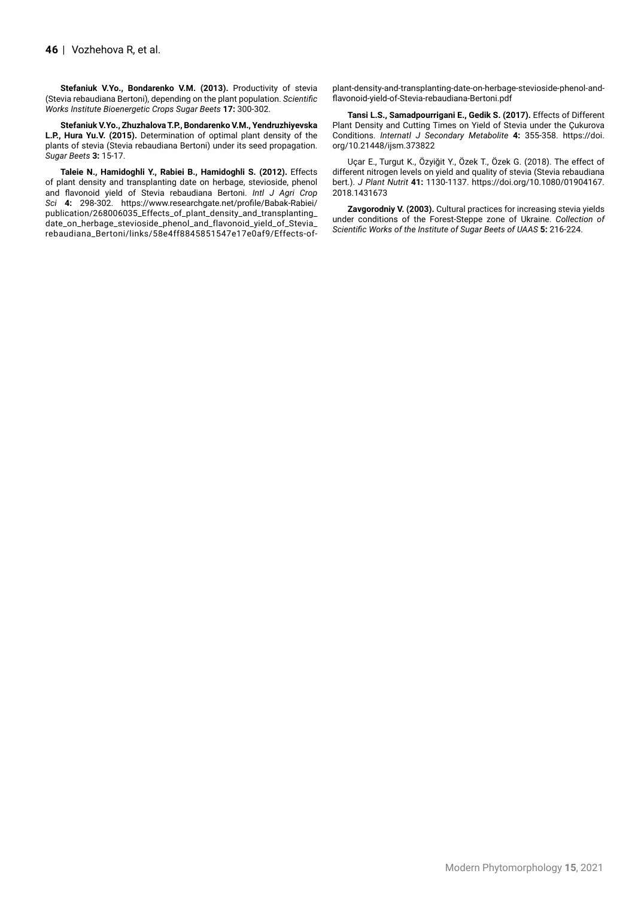**Stefaniuk V.Yo., Bondarenko V.M. (2013).** Productivity of stevia (Stevia rebaudiana Bertoni), depending on the plant population. *Scientific Works Institute Bioenergetic Crops Sugar Beets* **17:** 300-302.

**Stefaniuk V.Yo., Zhuzhalova T.P., Bondarenko V.M., Yendruzhiyevska L.P., Hura Yu.V. (2015).** Determination of optimal plant density of the plants of stevia (Stevia rebaudiana Bertoni) under its seed propagation. *Sugar Beets* **3:** 15-17.

**Taleie N., Hamidoghli Y., Rabiei B., Hamidoghli S. (2012).** Effects of plant density and transplanting date on herbage, stevioside, phenol and flavonoid yield of Stevia rebaudiana Bertoni. *Intl J Agri Crop Sci* **4:** 298-302. https://www.researchgate.net/profile/Babak-Rabiei/publication/268006035_Effects_of_plant_density_and_transplanting_date_on_herbage_stevioside_phenol_and_flavonoid_yield_of_Stevia_rebaudiana_Bertoni/links/58e4ff8845851547e17e0af9/Effects-of-plant-density-and-transplanting-date-on-herbage-stevioside-phenol-and-flavonoid-yield-of-Stevia-rebaudiana-Bertoni.pdf

**Tansi L.S., Samadpourrigani E., Gedik S. (2017).** Effects of Different Plant Density and Cutting Times on Yield of Stevia under the Çukurova Conditions. *Internatl J Secondary Metabolite* **4:** 355-358. https://doi.org/10.21448/ijsm.373822

Uçar E., Turgut K., Özyiğit Y., Özek T., Özek G. (2018). The effect of different nitrogen levels on yield and quality of stevia (Stevia rebaudiana bert.). *J Plant Nutrit* **41:** 1130-1137. https://doi.org/10.1080/01904167.2018.1431673

**Zavgorodniy V. (2003).** Cultural practices for increasing stevia yields under conditions of the Forest-Steppe zone of Ukraine. *Collection of Scientific Works of the Institute of Sugar Beets of UAAS* **5:** 216-224.